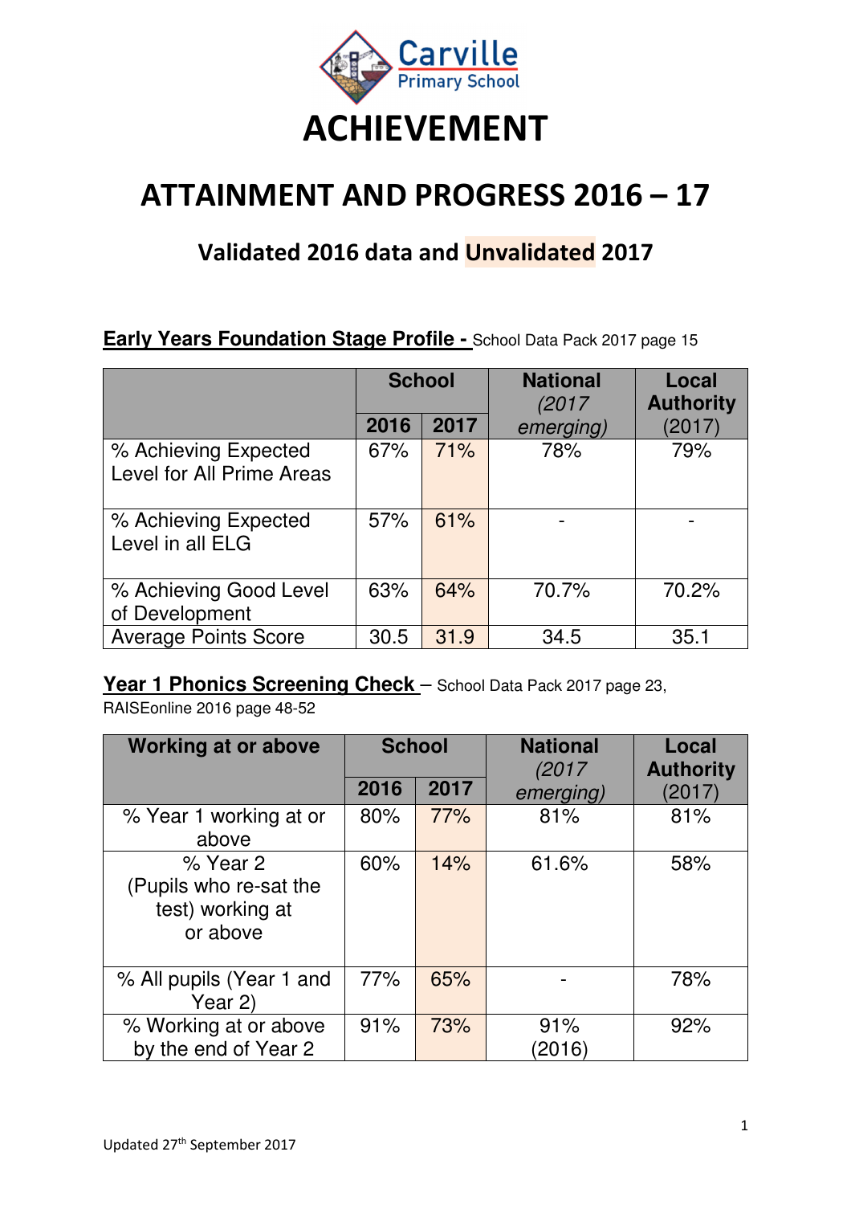Carville Primary School

# ACHIEVEMENT

# ATTAINMENT AND PROGRESS 2016 – 17

## Validated 2016 data and Unvalidated 2017

**Early Years Foundation Stage Profile -** School Data Pack 2017 page 15

| | School | | National *(2017 emerging)* | Local Authority (2017) |
|---|---|---|---|---|
| | 2016 | 2017 | | |
| % Achieving Expected Level for All Prime Areas | 67% | 71% | 78% | 79% |
| % Achieving Expected Level in all ELG | 57% | 61% | - | - |
| % Achieving Good Level of Development | 63% | 64% | 70.7% | 70.2% |
| Average Points Score | 30.5 | 31.9 | 34.5 | 35.1 |

**Year 1 Phonics Screening Check** – School Data Pack 2017 page 23, RAISEonline 2016 page 48-52

| Working at or above | School | | National *(2017 emerging)* | Local Authority (2017) |
|---|---|---|---|---|
| | 2016 | 2017 | | |
| % Year 1 working at or above | 80% | 77% | 81% | 81% |
| % Year 2 (Pupils who re-sat the test) working at or above | 60% | 14% | 61.6% | 58% |
| % All pupils (Year 1 and Year 2) | 77% | 65% | - | 78% |
| % Working at or above by the end of Year 2 | 91% | 73% | 91% (2016) | 92% |

Updated 27th September 2017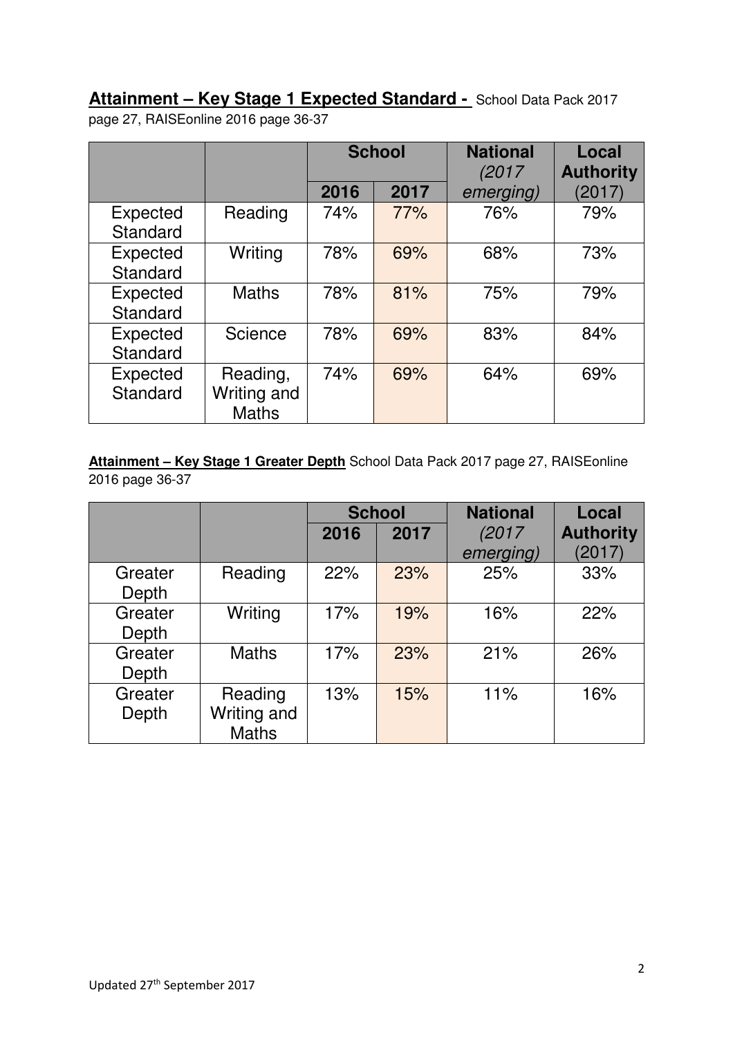**Attainment – Key Stage 1 Expected Standard -** School Data Pack 2017 page 27, RAISEonline 2016 page 36-37

| | | School | | National *(2017 emerging)* | Local Authority (2017) |
|---|---|---|---|---|---|
| | | **2016** | **2017** | | |
| Expected Standard | Reading | 74% | 77% | 76% | 79% |
| Expected Standard | Writing | 78% | 69% | 68% | 73% |
| Expected Standard | Maths | 78% | 81% | 75% | 79% |
| Expected Standard | Science | 78% | 69% | 83% | 84% |
| Expected Standard | Reading, Writing and Maths | 74% | 69% | 64% | 69% |

**Attainment – Key Stage 1 Greater Depth** School Data Pack 2017 page 27, RAISEonline 2016 page 36-37

| | | School | | National *(2017 emerging)* | Local Authority (2017) |
|---|---|---|---|---|---|
| | | **2016** | **2017** | | |
| Greater Depth | Reading | 22% | 23% | 25% | 33% |
| Greater Depth | Writing | 17% | 19% | 16% | 22% |
| Greater Depth | Maths | 17% | 23% | 21% | 26% |
| Greater Depth | Reading Writing and Maths | 13% | 15% | 11% | 16% |

Updated 27th September 2017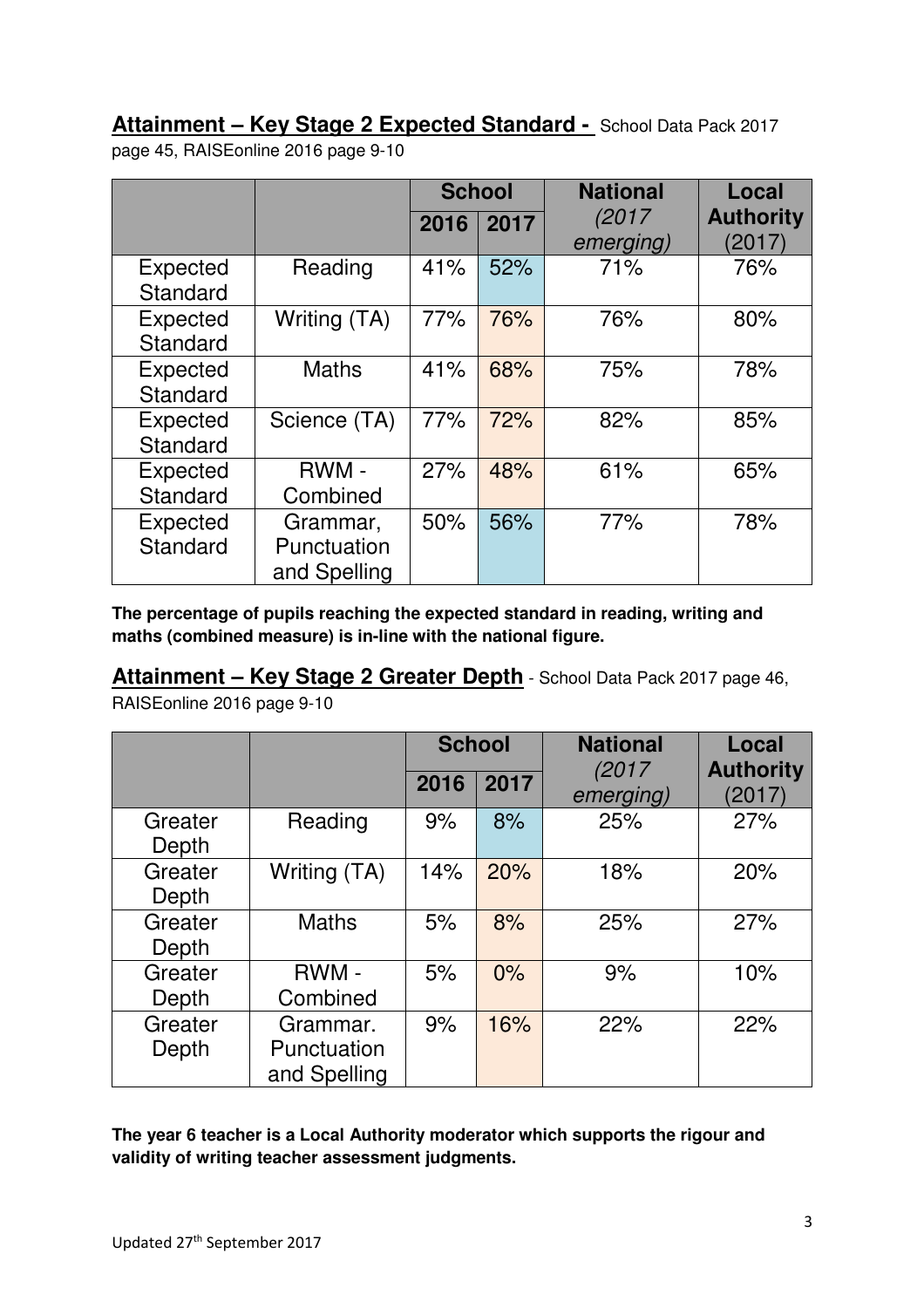## **Attainment – Key Stage 2 Expected Standard -** School Data Pack 2017 page 45, RAISEonline 2016 page 9-10

| | | School | | National | Local Authority |
|---|---|---|---|---|---|
| | | 2016 | 2017 | *(2017 emerging)* | (2017) |
| Expected Standard | Reading | 41% | 52% | 71% | 76% |
| Expected Standard | Writing (TA) | 77% | 76% | 76% | 80% |
| Expected Standard | Maths | 41% | 68% | 75% | 78% |
| Expected Standard | Science (TA) | 77% | 72% | 82% | 85% |
| Expected Standard | RWM - Combined | 27% | 48% | 61% | 65% |
| Expected Standard | Grammar, Punctuation and Spelling | 50% | 56% | 77% | 78% |

**The percentage of pupils reaching the expected standard in reading, writing and maths (combined measure) is in-line with the national figure.**

## **Attainment – Key Stage 2 Greater Depth** - School Data Pack 2017 page 46, RAISEonline 2016 page 9-10

| | | School | | National | Local Authority |
|---|---|---|---|---|---|
| | | 2016 | 2017 | *(2017 emerging)* | (2017) |
| Greater Depth | Reading | 9% | 8% | 25% | 27% |
| Greater Depth | Writing (TA) | 14% | 20% | 18% | 20% |
| Greater Depth | Maths | 5% | 8% | 25% | 27% |
| Greater Depth | RWM - Combined | 5% | 0% | 9% | 10% |
| Greater Depth | Grammar. Punctuation and Spelling | 9% | 16% | 22% | 22% |

**The year 6 teacher is a Local Authority moderator which supports the rigour and validity of writing teacher assessment judgments.**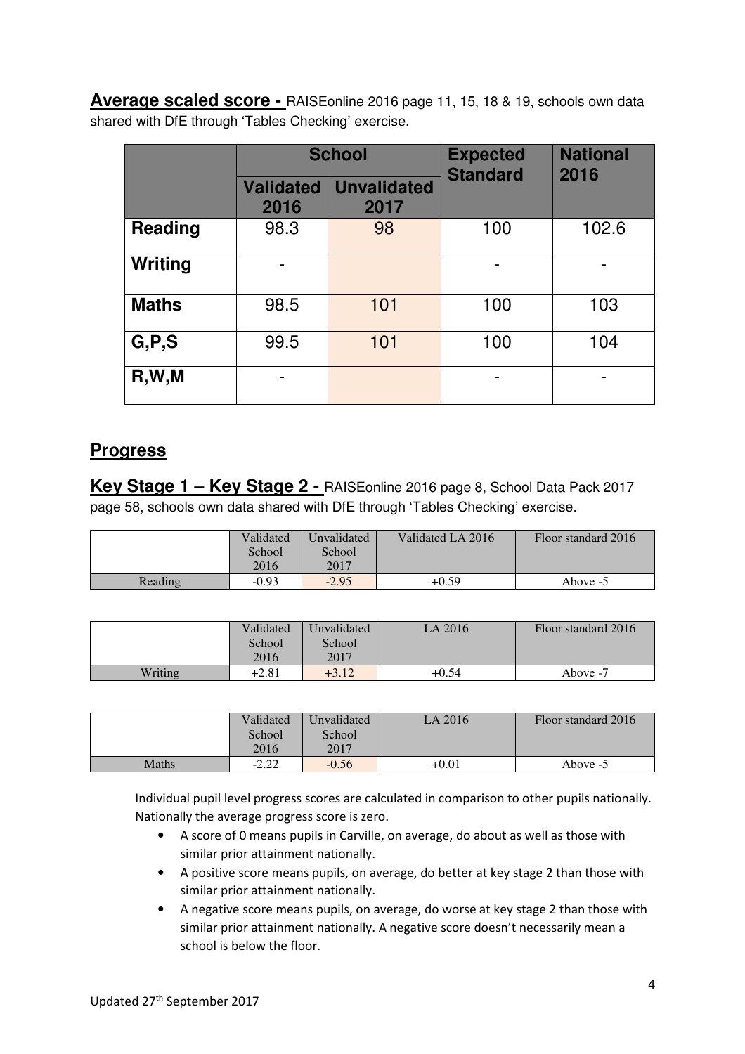**Average scaled score -** RAISEonline 2016 page 11, 15, 18 & 19, schools own data shared with DfE through 'Tables Checking' exercise.

| | School | | Expected Standard | National 2016 |
|---|---|---|---|---|
| | Validated 2016 | Unvalidated 2017 | | |
| **Reading** | 98.3 | 98 | 100 | 102.6 |
| **Writing** | - | | - | - |
| **Maths** | 98.5 | 101 | 100 | 103 |
| **G,P,S** | 99.5 | 101 | 100 | 104 |
| **R,W,M** | - | | - | - |

## Progress

**Key Stage 1 – Key Stage 2 -** RAISEonline 2016 page 8, School Data Pack 2017 page 58, schools own data shared with DfE through 'Tables Checking' exercise.

| | Validated School 2016 | Unvalidated School 2017 | Validated LA 2016 | Floor standard 2016 |
|---|---|---|---|---|
| Reading | -0.93 | -2.95 | +0.59 | Above -5 |

| | Validated School 2016 | Unvalidated School 2017 | LA 2016 | Floor standard 2016 |
|---|---|---|---|---|
| Writing | +2.81 | +3.12 | +0.54 | Above -7 |

| | Validated School 2016 | Unvalidated School 2017 | LA 2016 | Floor standard 2016 |
|---|---|---|---|---|
| Maths | -2.22 | -0.56 | +0.01 | Above -5 |

Individual pupil level progress scores are calculated in comparison to other pupils nationally. Nationally the average progress score is zero.

- A score of 0 means pupils in Carville, on average, do about as well as those with similar prior attainment nationally.
- A positive score means pupils, on average, do better at key stage 2 than those with similar prior attainment nationally.
- A negative score means pupils, on average, do worse at key stage 2 than those with similar prior attainment nationally. A negative score doesn't necessarily mean a school is below the floor.

Updated 27th September 2017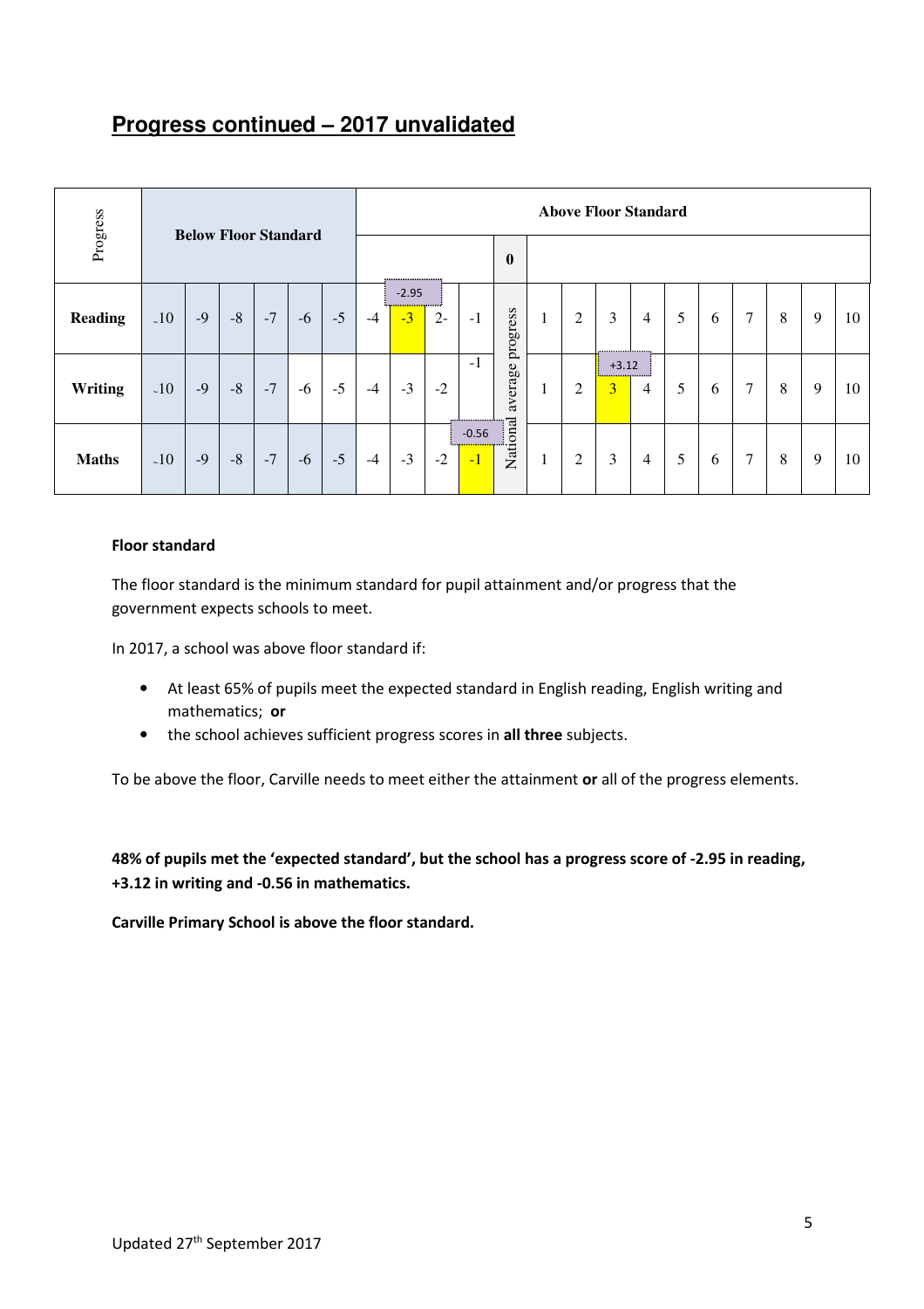## Progress continued – 2017 unvalidated

| Progress | Below Floor Standard | | | | | | Above Floor Standard | | | | | | | | | | | | | | |
|---|---|---|---|---|---|---|---|---|---|---|---|---|---|---|---|---|---|---|---|---|---|
| | | | | | | | | | | | 0 | | | | | | | | | | |
| Reading | -10 | -9 | -8 | -7 | -6 | -5 | -4 | -2.95 -3 | 2- | -1 | National average progress | 1 | 2 | 3 | 4 | 5 | 6 | 7 | 8 | 9 | 10 |
| Writing | -10 | -9 | -8 | -7 | -6 | -5 | -4 | -3 | -2 | -1 | | 1 | 2 | +3.12 3 | 4 | 5 | 6 | 7 | 8 | 9 | 10 |
| Maths | -10 | -9 | -8 | -7 | -6 | -5 | -4 | -3 | -2 | -0.56 -1 | | 1 | 2 | 3 | 4 | 5 | 6 | 7 | 8 | 9 | 10 |

**Floor standard**

The floor standard is the minimum standard for pupil attainment and/or progress that the government expects schools to meet.

In 2017, a school was above floor standard if:

- At least 65% of pupils meet the expected standard in English reading, English writing and mathematics; **or**
- the school achieves sufficient progress scores in **all three** subjects.

To be above the floor, Carville needs to meet either the attainment **or** all of the progress elements.

**48% of pupils met the 'expected standard', but the school has a progress score of -2.95 in reading, +3.12 in writing and -0.56 in mathematics.**

**Carville Primary School is above the floor standard.**

Updated 27th September 2017